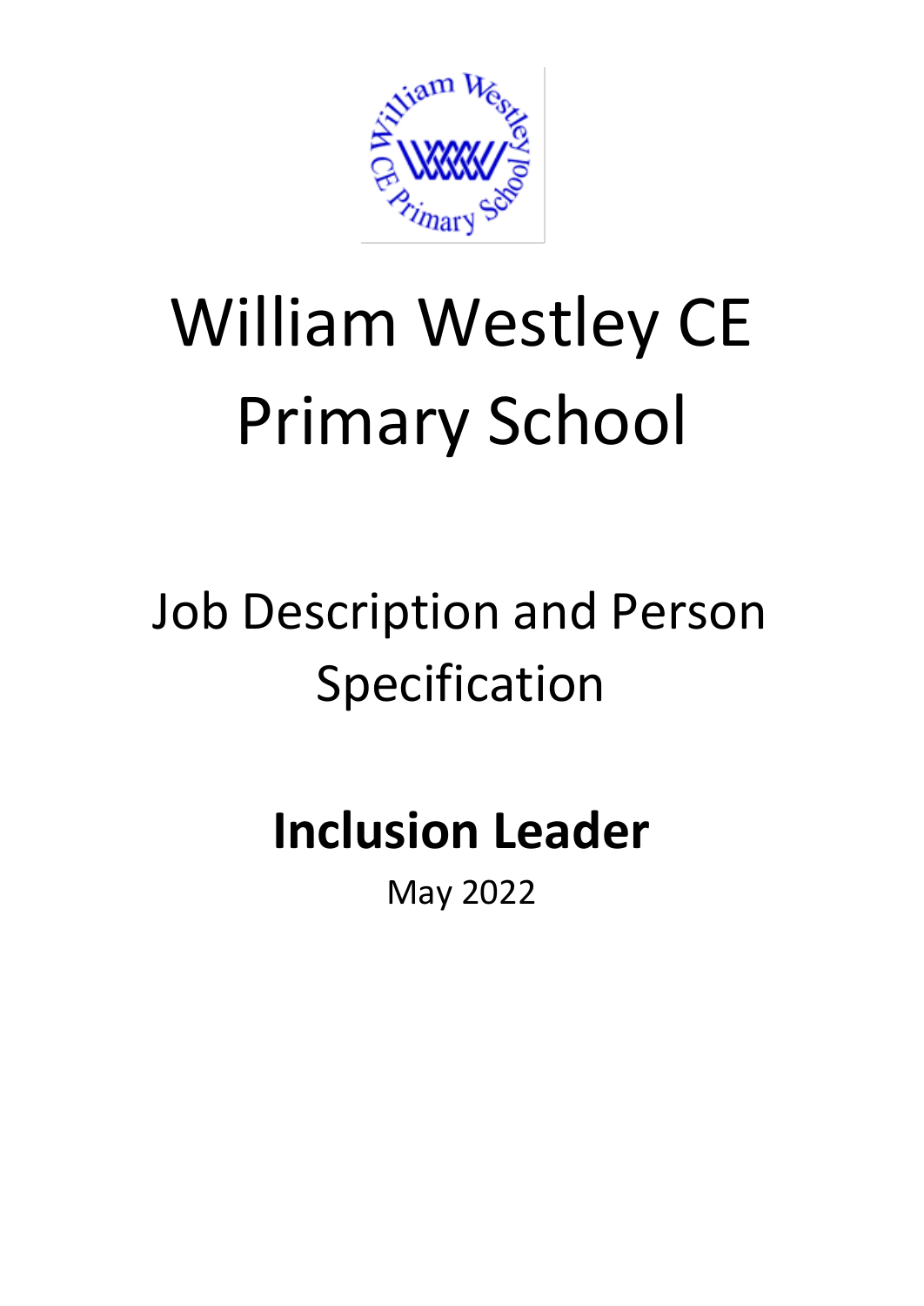# William Westley CE Primary School

## Job Description and Person Specification

## **Inclusion Leader**

May 2022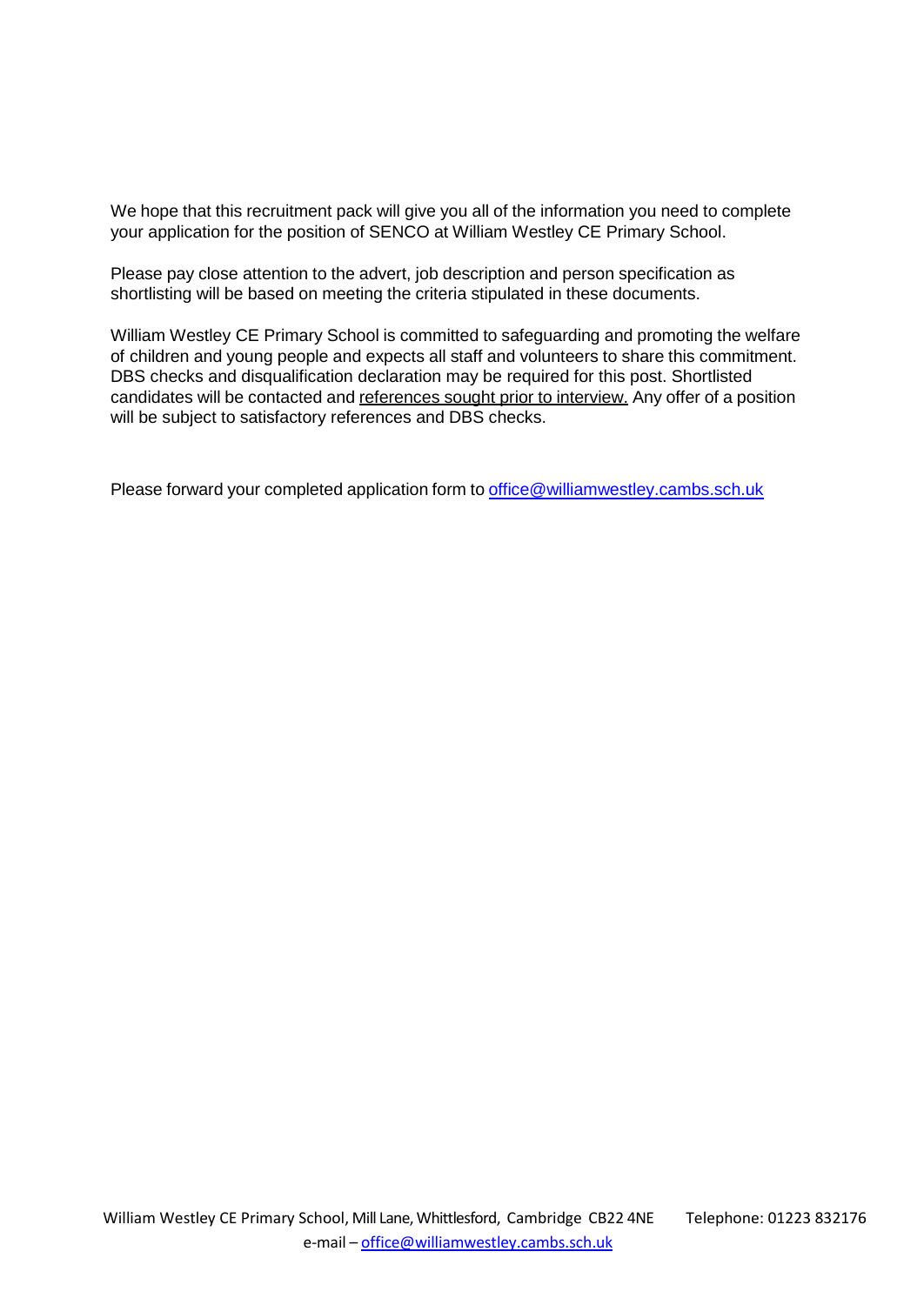We hope that this recruitment pack will give you all of the information you need to complete your application for the position of SENCO at William Westley CE Primary School.

Please pay close attention to the advert, job description and person specification as shortlisting will be based on meeting the criteria stipulated in these documents.

William Westley CE Primary School is committed to safeguarding and promoting the welfare of children and young people and expects all staff and volunteers to share this commitment. DBS checks and disqualification declaration may be required for this post. Shortlisted candidates will be contacted and references sought prior to interview. Any offer of a position will be subject to satisfactory references and DBS checks.

Please forward your completed application form to office@williamwestley.cambs.sch.uk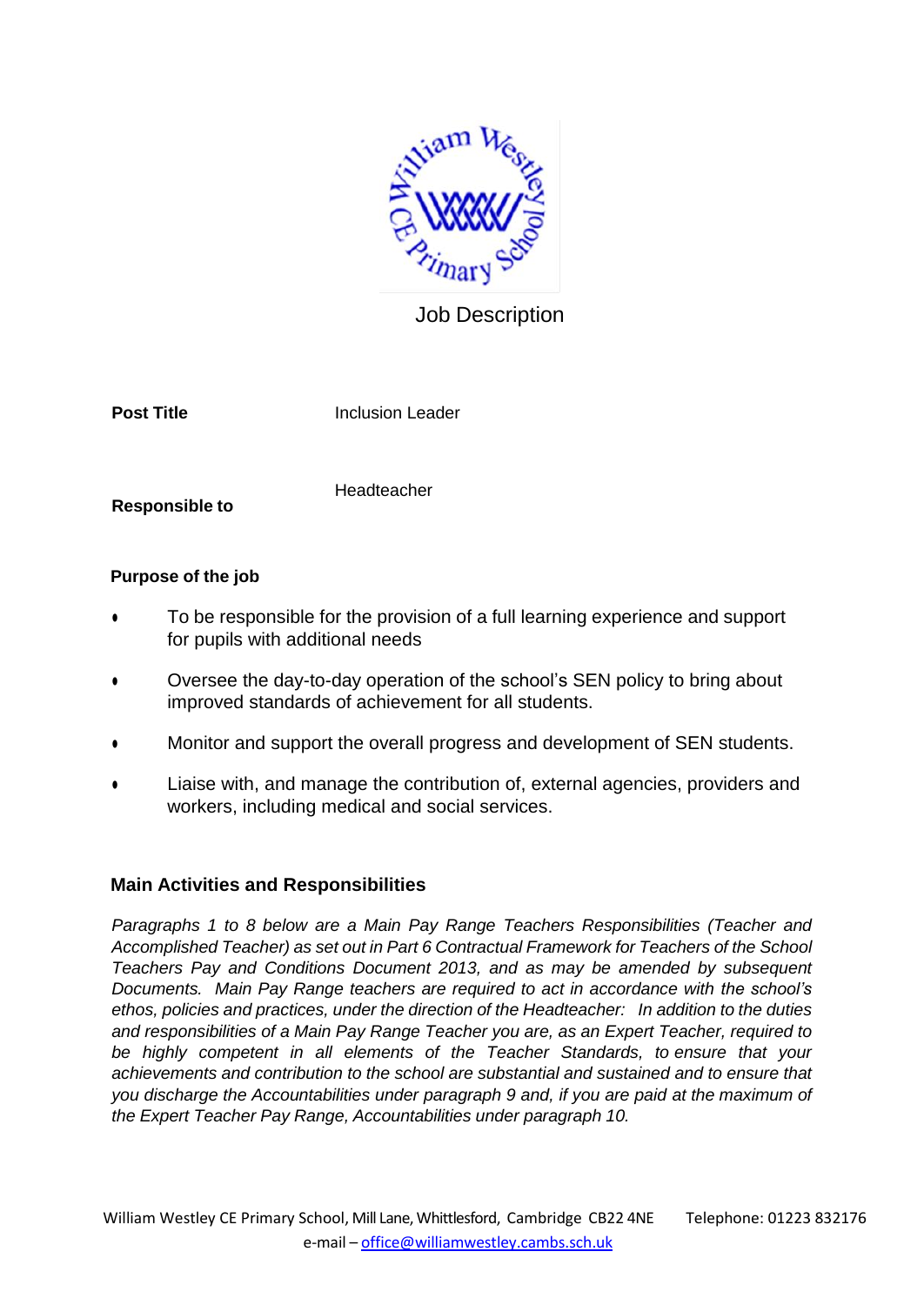Job Description

| | |
|---|---|
| **Post Title** | Inclusion Leader |
| **Responsible to** | Headteacher |

**Purpose of the job**

- To be responsible for the provision of a full learning experience and support for pupils with additional needs
- Oversee the day-to-day operation of the school's SEN policy to bring about improved standards of achievement for all students.
- Monitor and support the overall progress and development of SEN students.
- Liaise with, and manage the contribution of, external agencies, providers and workers, including medical and social services.

## Main Activities and Responsibilities

*Paragraphs 1 to 8 below are a Main Pay Range Teachers Responsibilities (Teacher and Accomplished Teacher) as set out in Part 6 Contractual Framework for Teachers of the School Teachers Pay and Conditions Document 2013, and as may be amended by subsequent Documents. Main Pay Range teachers are required to act in accordance with the school's ethos, policies and practices, under the direction of the Headteacher: In addition to the duties and responsibilities of a Main Pay Range Teacher you are, as an Expert Teacher, required to be highly competent in all elements of the Teacher Standards, to ensure that your achievements and contribution to the school are substantial and sustained and to ensure that you discharge the Accountabilities under paragraph 9 and, if you are paid at the maximum of the Expert Teacher Pay Range, Accountabilities under paragraph 10.*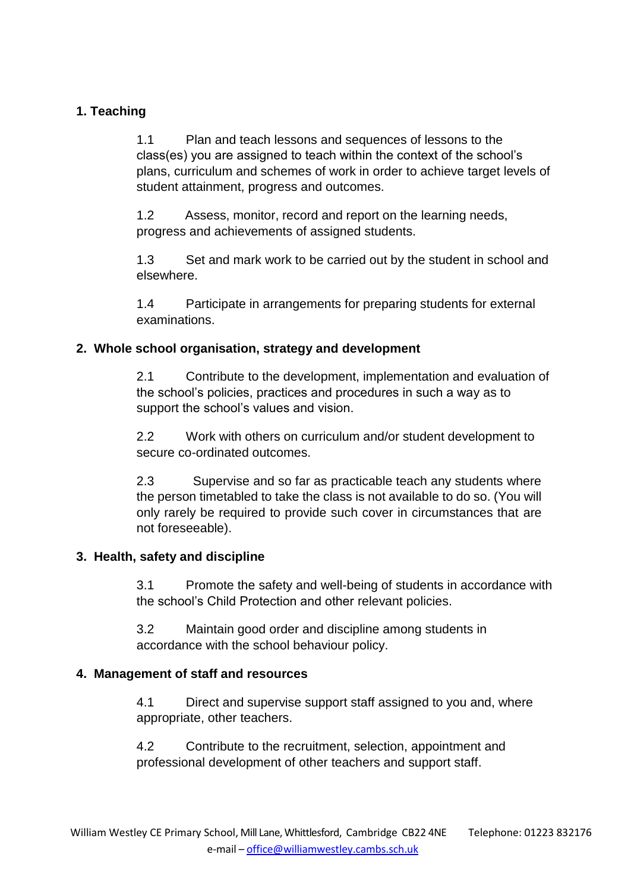**1. Teaching**

1.1 Plan and teach lessons and sequences of lessons to the class(es) you are assigned to teach within the context of the school's plans, curriculum and schemes of work in order to achieve target levels of student attainment, progress and outcomes.

1.2 Assess, monitor, record and report on the learning needs, progress and achievements of assigned students.

1.3 Set and mark work to be carried out by the student in school and elsewhere.

1.4 Participate in arrangements for preparing students for external examinations.

**2. Whole school organisation, strategy and development**

2.1 Contribute to the development, implementation and evaluation of the school's policies, practices and procedures in such a way as to support the school's values and vision.

2.2 Work with others on curriculum and/or student development to secure co-ordinated outcomes.

2.3 Supervise and so far as practicable teach any students where the person timetabled to take the class is not available to do so. (You will only rarely be required to provide such cover in circumstances that are not foreseeable).

**3. Health, safety and discipline**

3.1 Promote the safety and well-being of students in accordance with the school's Child Protection and other relevant policies.

3.2 Maintain good order and discipline among students in accordance with the school behaviour policy.

**4. Management of staff and resources**

4.1 Direct and supervise support staff assigned to you and, where appropriate, other teachers.

4.2 Contribute to the recruitment, selection, appointment and professional development of other teachers and support staff.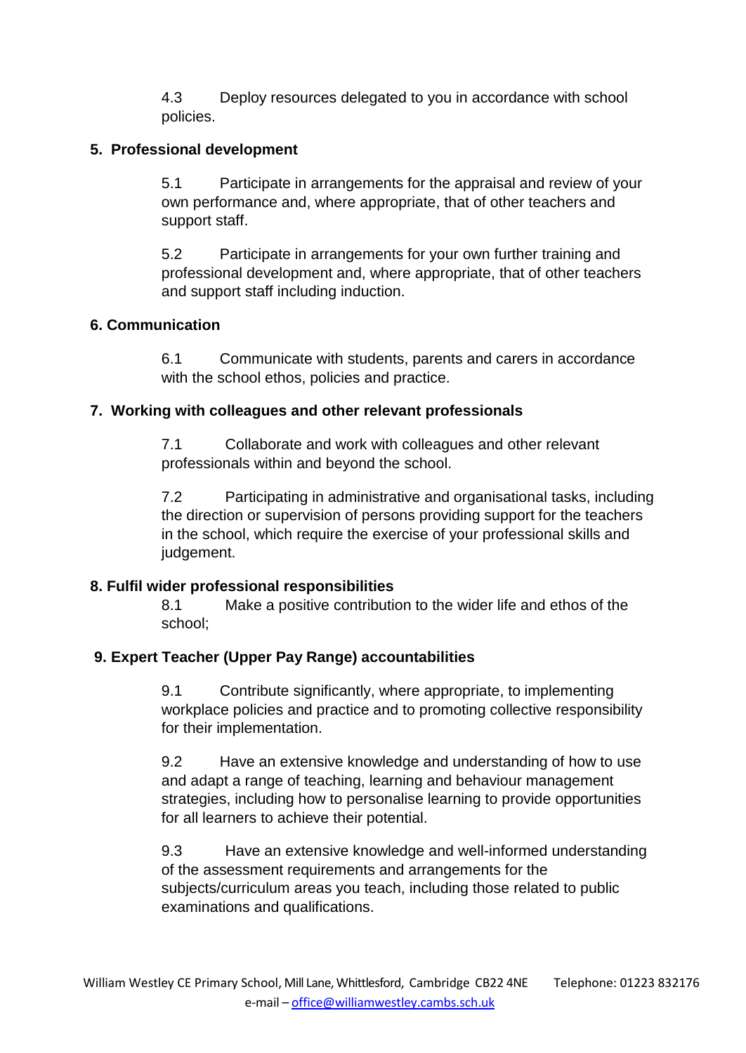4.3 Deploy resources delegated to you in accordance with school policies.

## 5. Professional development

5.1 Participate in arrangements for the appraisal and review of your own performance and, where appropriate, that of other teachers and support staff.

5.2 Participate in arrangements for your own further training and professional development and, where appropriate, that of other teachers and support staff including induction.

## 6. Communication

6.1 Communicate with students, parents and carers in accordance with the school ethos, policies and practice.

## 7. Working with colleagues and other relevant professionals

7.1 Collaborate and work with colleagues and other relevant professionals within and beyond the school.

7.2 Participating in administrative and organisational tasks, including the direction or supervision of persons providing support for the teachers in the school, which require the exercise of your professional skills and judgement.

## 8. Fulfil wider professional responsibilities

8.1 Make a positive contribution to the wider life and ethos of the school;

## 9. Expert Teacher (Upper Pay Range) accountabilities

9.1 Contribute significantly, where appropriate, to implementing workplace policies and practice and to promoting collective responsibility for their implementation.

9.2 Have an extensive knowledge and understanding of how to use and adapt a range of teaching, learning and behaviour management strategies, including how to personalise learning to provide opportunities for all learners to achieve their potential.

9.3 Have an extensive knowledge and well-informed understanding of the assessment requirements and arrangements for the subjects/curriculum areas you teach, including those related to public examinations and qualifications.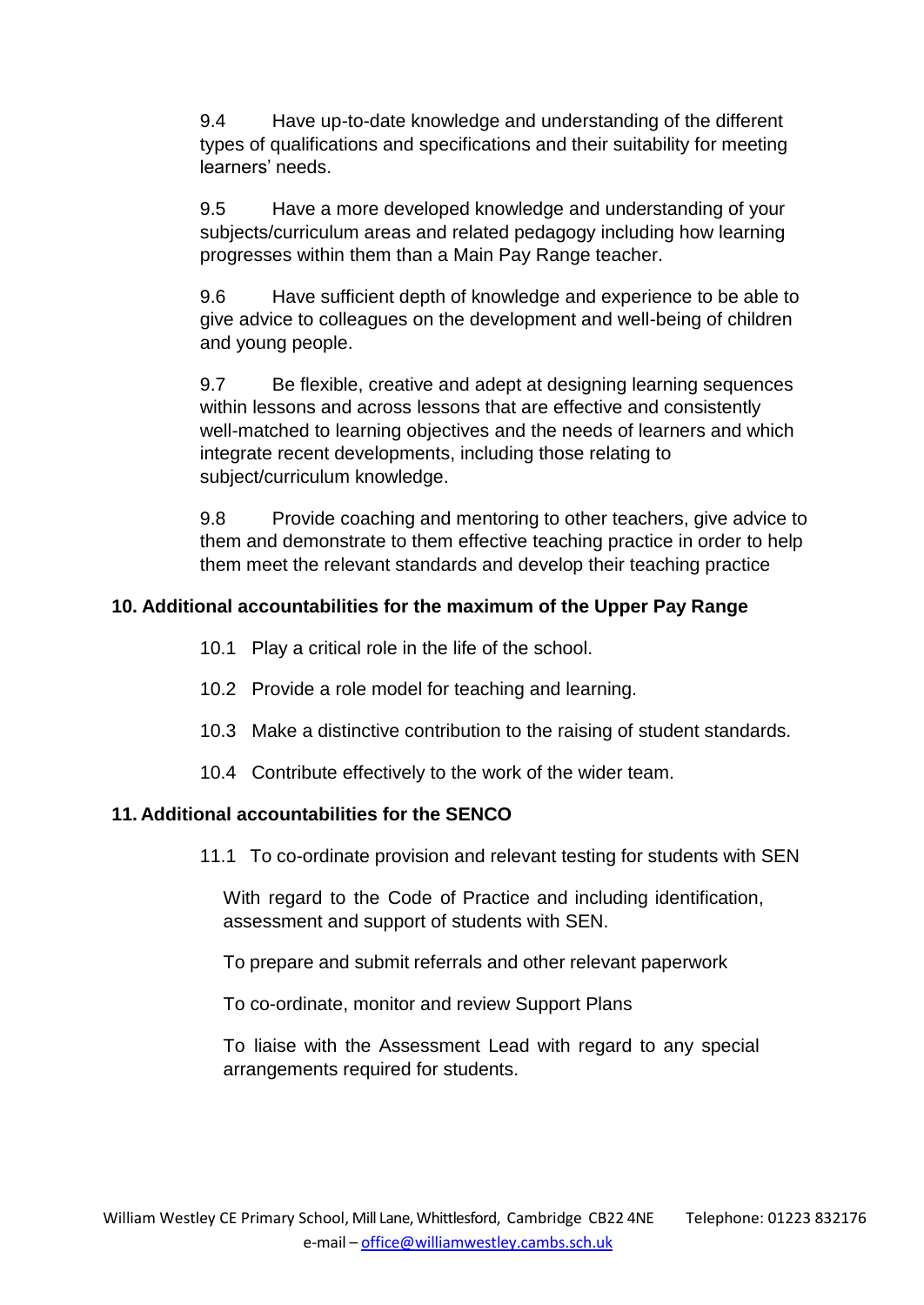9.4 Have up-to-date knowledge and understanding of the different types of qualifications and specifications and their suitability for meeting learners' needs.

9.5 Have a more developed knowledge and understanding of your subjects/curriculum areas and related pedagogy including how learning progresses within them than a Main Pay Range teacher.

9.6 Have sufficient depth of knowledge and experience to be able to give advice to colleagues on the development and well-being of children and young people.

9.7 Be flexible, creative and adept at designing learning sequences within lessons and across lessons that are effective and consistently well-matched to learning objectives and the needs of learners and which integrate recent developments, including those relating to subject/curriculum knowledge.

9.8 Provide coaching and mentoring to other teachers, give advice to them and demonstrate to them effective teaching practice in order to help them meet the relevant standards and develop their teaching practice

**10. Additional accountabilities for the maximum of the Upper Pay Range**

10.1 Play a critical role in the life of the school.

10.2 Provide a role model for teaching and learning.

10.3 Make a distinctive contribution to the raising of student standards.

10.4 Contribute effectively to the work of the wider team.

**11. Additional accountabilities for the SENCO**

11.1 To co-ordinate provision and relevant testing for students with SEN

With regard to the Code of Practice and including identification, assessment and support of students with SEN.

To prepare and submit referrals and other relevant paperwork

To co-ordinate, monitor and review Support Plans

To liaise with the Assessment Lead with regard to any special arrangements required for students.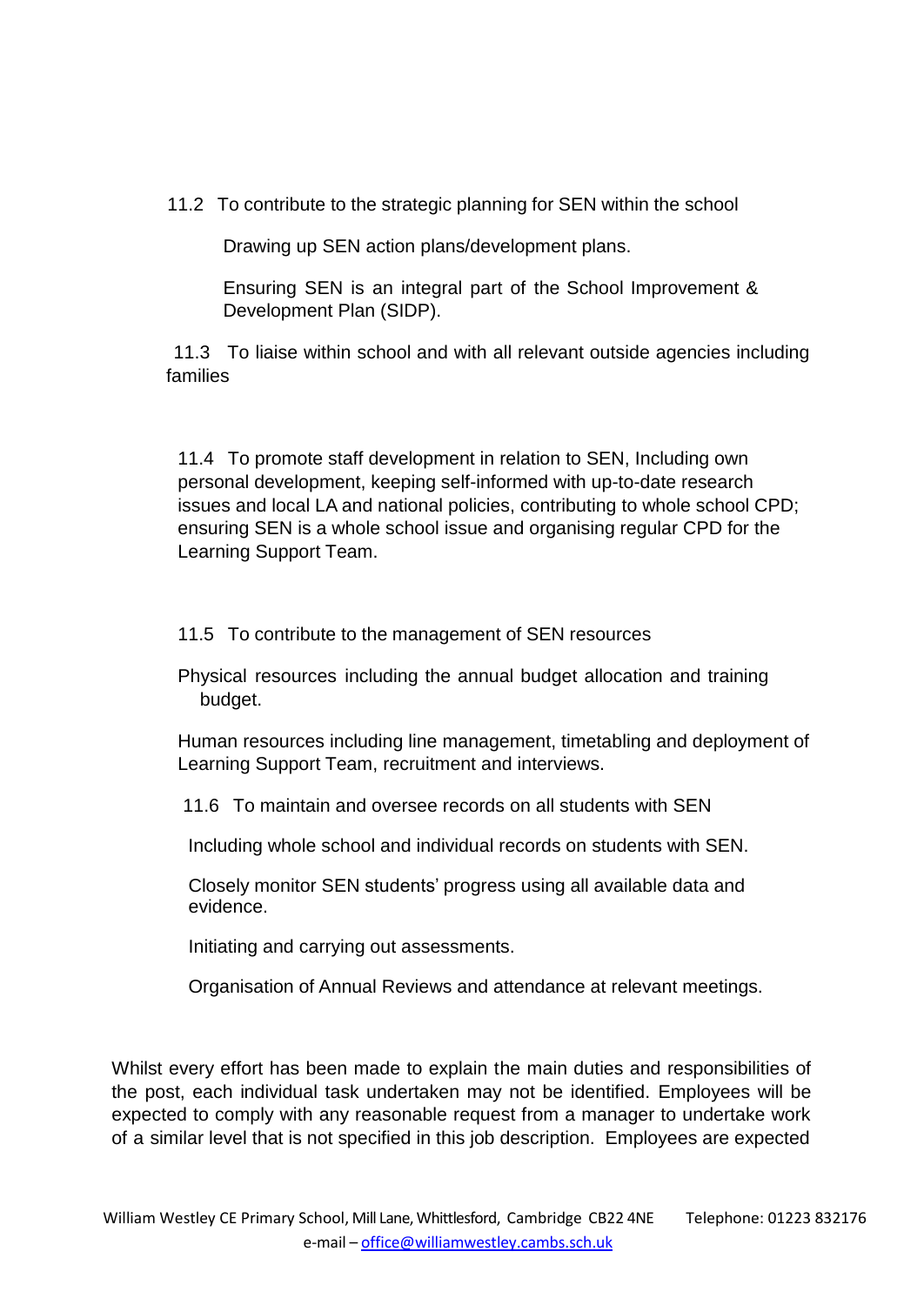11.2 To contribute to the strategic planning for SEN within the school

Drawing up SEN action plans/development plans.

Ensuring SEN is an integral part of the School Improvement & Development Plan (SIDP).

11.3 To liaise within school and with all relevant outside agencies including families

11.4 To promote staff development in relation to SEN, Including own personal development, keeping self-informed with up-to-date research issues and local LA and national policies, contributing to whole school CPD; ensuring SEN is a whole school issue and organising regular CPD for the Learning Support Team.

11.5 To contribute to the management of SEN resources

Physical resources including the annual budget allocation and training budget.

Human resources including line management, timetabling and deployment of Learning Support Team, recruitment and interviews.

11.6 To maintain and oversee records on all students with SEN

Including whole school and individual records on students with SEN.

Closely monitor SEN students' progress using all available data and evidence.

Initiating and carrying out assessments.

Organisation of Annual Reviews and attendance at relevant meetings.

Whilst every effort has been made to explain the main duties and responsibilities of the post, each individual task undertaken may not be identified. Employees will be expected to comply with any reasonable request from a manager to undertake work of a similar level that is not specified in this job description. Employees are expected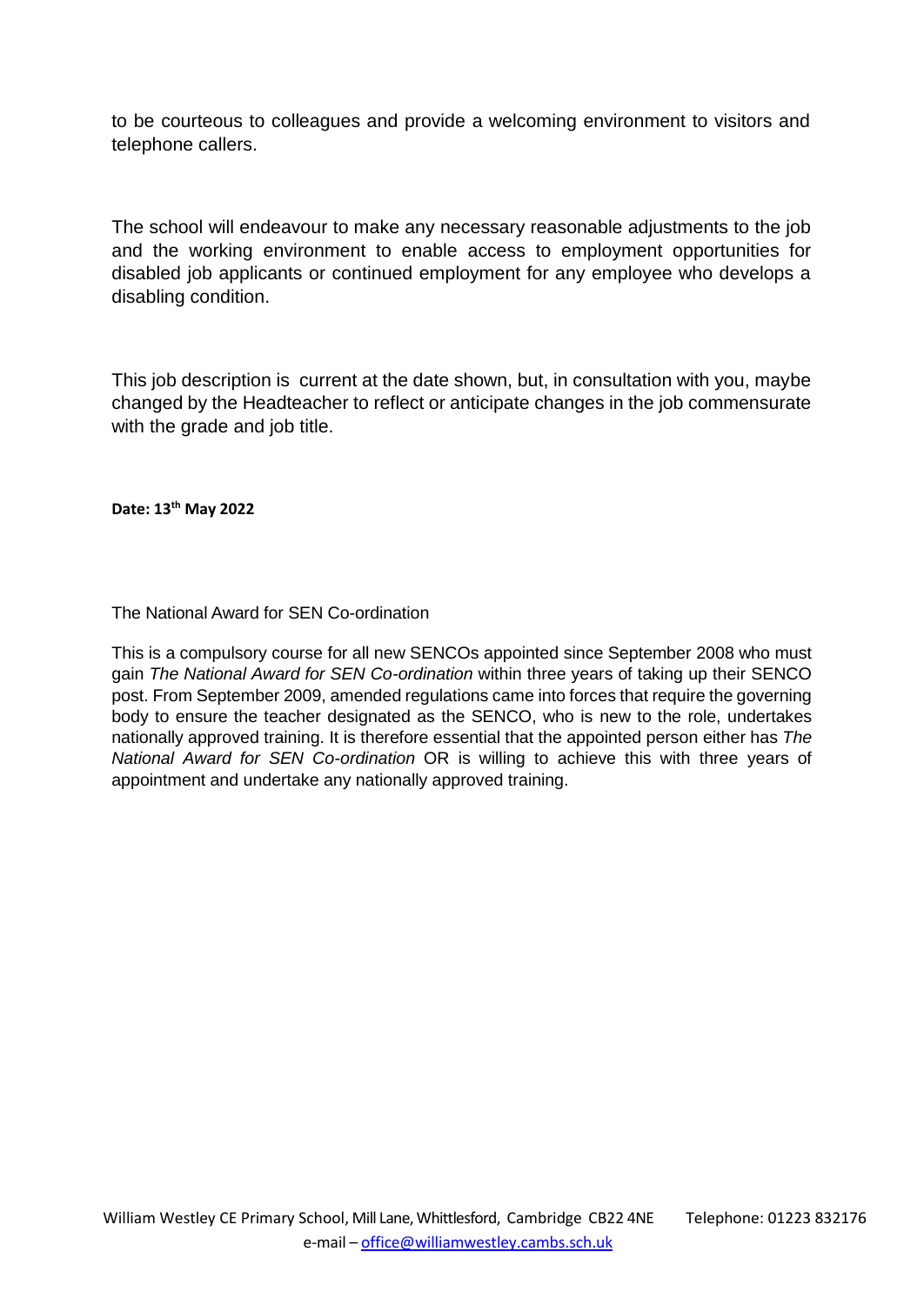to be courteous to colleagues and provide a welcoming environment to visitors and telephone callers.

The school will endeavour to make any necessary reasonable adjustments to the job and the working environment to enable access to employment opportunities for disabled job applicants or continued employment for any employee who develops a disabling condition.

This job description is current at the date shown, but, in consultation with you, maybe changed by the Headteacher to reflect or anticipate changes in the job commensurate with the grade and job title.

**Date: 13th May 2022**

The National Award for SEN Co-ordination

This is a compulsory course for all new SENCOs appointed since September 2008 who must gain *The National Award for SEN Co-ordination* within three years of taking up their SENCO post. From September 2009, amended regulations came into forces that require the governing body to ensure the teacher designated as the SENCO, who is new to the role, undertakes nationally approved training. It is therefore essential that the appointed person either has *The National Award for SEN Co-ordination* OR is willing to achieve this with three years of appointment and undertake any nationally approved training.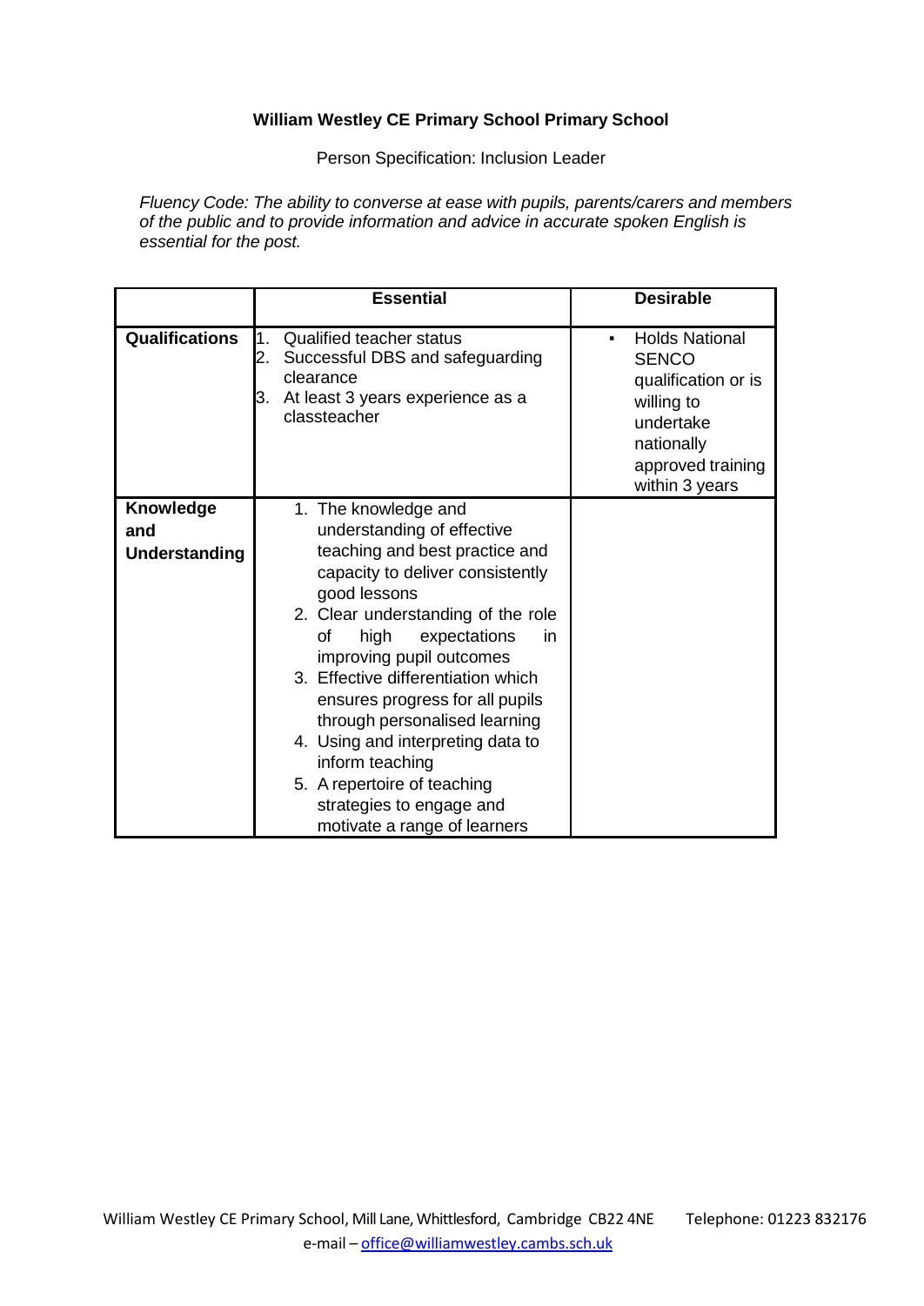**William Westley CE Primary School Primary School**

Person Specification: Inclusion Leader

*Fluency Code: The ability to converse at ease with pupils, parents/carers and members of the public and to provide information and advice in accurate spoken English is essential for the post.*

| | Essential | Desirable |
|---|---|---|
| **Qualifications** | 1. Qualified teacher status<br>2. Successful DBS and safeguarding clearance<br>3. At least 3 years experience as a classteacher | ▪ Holds National SENCO qualification or is willing to undertake nationally approved training within 3 years |
| **Knowledge and Understanding** | 1. The knowledge and understanding of effective teaching and best practice and capacity to deliver consistently good lessons<br>2. Clear understanding of the role of high expectations in improving pupil outcomes<br>3. Effective differentiation which ensures progress for all pupils through personalised learning<br>4. Using and interpreting data to inform teaching<br>5. A repertoire of teaching strategies to engage and motivate a range of learners | |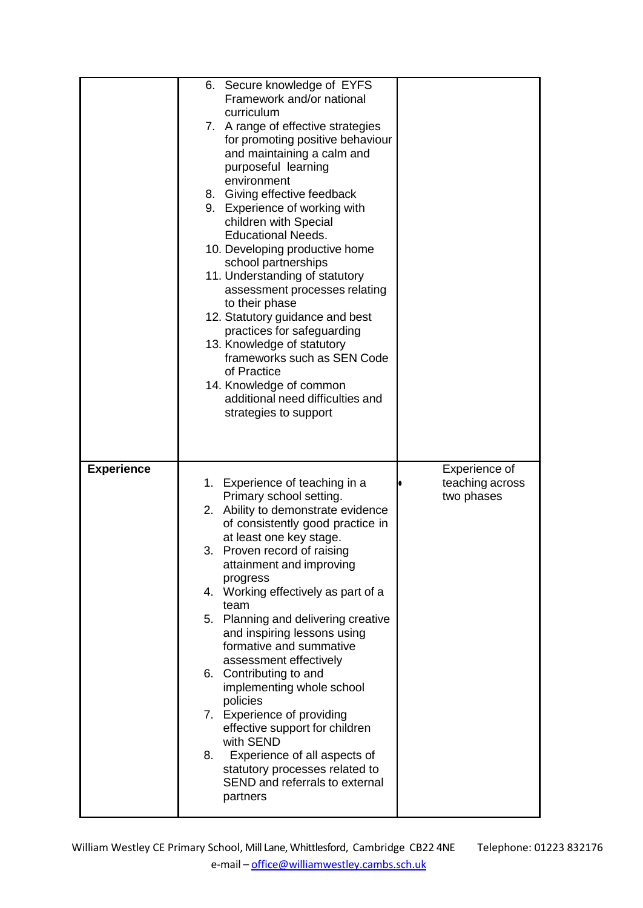| | | |
|---|---|---|
| | 6. Secure knowledge of EYFS Framework and/or national curriculum<br>7. A range of effective strategies for promoting positive behaviour and maintaining a calm and purposeful learning environment<br>8. Giving effective feedback<br>9. Experience of working with children with Special Educational Needs.<br>10. Developing productive home school partnerships<br>11. Understanding of statutory assessment processes relating to their phase<br>12. Statutory guidance and best practices for safeguarding<br>13. Knowledge of statutory frameworks such as SEN Code of Practice<br>14. Knowledge of common additional need difficulties and strategies to support | |
| **Experience** | 1. Experience of teaching in a Primary school setting.<br>2. Ability to demonstrate evidence of consistently good practice in at least one key stage.<br>3. Proven record of raising attainment and improving progress<br>4. Working effectively as part of a team<br>5. Planning and delivering creative and inspiring lessons using formative and summative assessment effectively<br>6. Contributing to and implementing whole school policies<br>7. Experience of providing effective support for children with SEND<br>8. Experience of all aspects of statutory processes related to SEND and referrals to external partners | • Experience of teaching across two phases |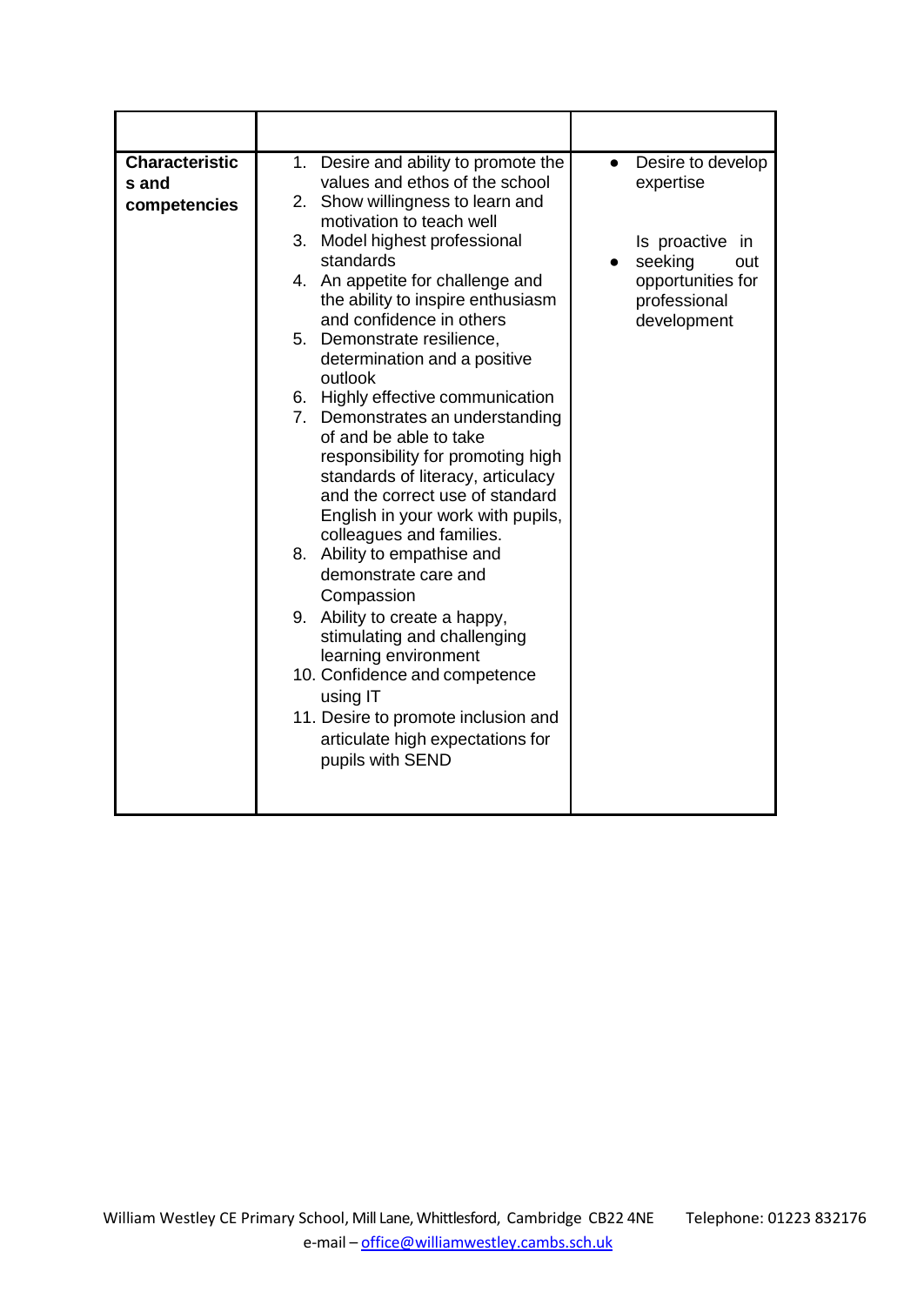| | | |
|---|---|---|
| **Characteristics and competencies** | 1. Desire and ability to promote the values and ethos of the school<br>2. Show willingness to learn and motivation to teach well<br>3. Model highest professional standards<br>4. An appetite for challenge and the ability to inspire enthusiasm and confidence in others<br>5. Demonstrate resilience, determination and a positive outlook<br>6. Highly effective communication<br>7. Demonstrates an understanding of and be able to take responsibility for promoting high standards of literacy, articulacy and the correct use of standard English in your work with pupils, colleagues and families.<br>8. Ability to empathise and demonstrate care and Compassion<br>9. Ability to create a happy, stimulating and challenging learning environment<br>10. Confidence and competence using IT<br>11. Desire to promote inclusion and articulate high expectations for pupils with SEND | • Desire to develop expertise<br><br>• Is proactive in seeking out opportunities for professional development |

William Westley CE Primary School, Mill Lane, Whittlesford, Cambridge CB22 4NE Telephone: 01223 832176
e-mail – office@williamwestley.cambs.sch.uk